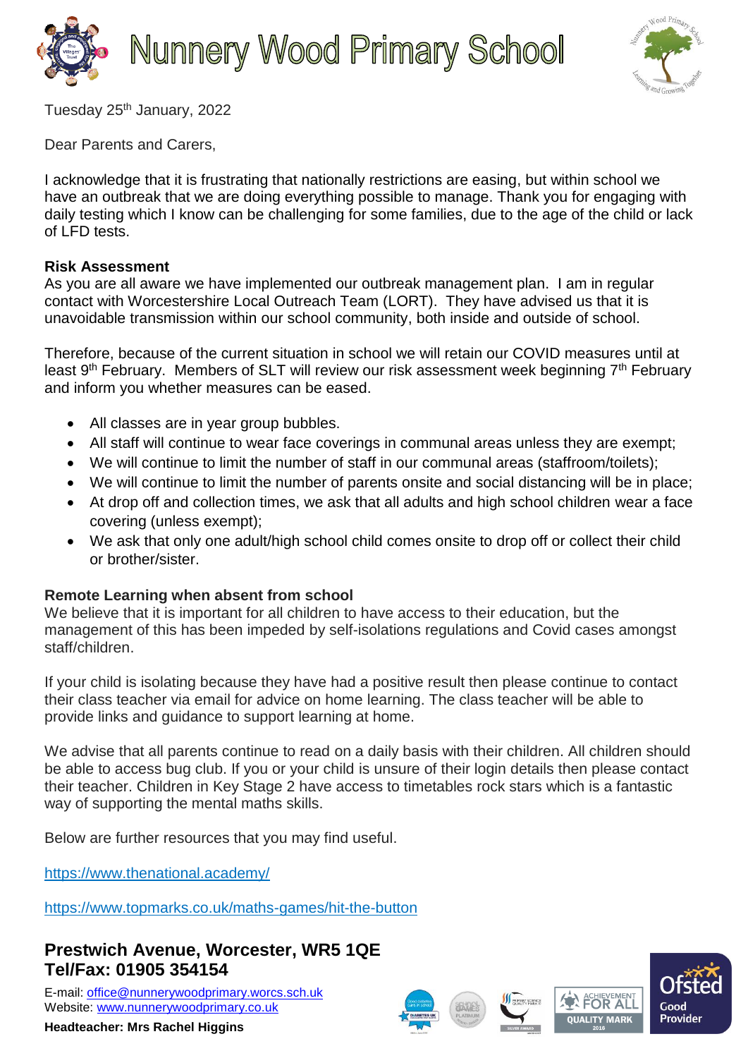# Nunnery Wood Primary School

Tuesday 25th January, 2022

Dear Parents and Carers,

I acknowledge that it is frustrating that nationally restrictions are easing, but within school we have an outbreak that we are doing everything possible to manage. Thank you for engaging with daily testing which I know can be challenging for some families, due to the age of the child or lack of LFD tests.

**Risk Assessment**

As you are all aware we have implemented our outbreak management plan. I am in regular contact with Worcestershire Local Outreach Team (LORT). They have advised us that it is unavoidable transmission within our school community, both inside and outside of school.

Therefore, because of the current situation in school we will retain our COVID measures until at least 9th February. Members of SLT will review our risk assessment week beginning 7th February and inform you whether measures can be eased.

- All classes are in year group bubbles.
- All staff will continue to wear face coverings in communal areas unless they are exempt;
- We will continue to limit the number of staff in our communal areas (staffroom/toilets);
- We will continue to limit the number of parents onsite and social distancing will be in place;
- At drop off and collection times, we ask that all adults and high school children wear a face covering (unless exempt);
- We ask that only one adult/high school child comes onsite to drop off or collect their child or brother/sister.

**Remote Learning when absent from school**

We believe that it is important for all children to have access to their education, but the management of this has been impeded by self-isolations regulations and Covid cases amongst staff/children.

If your child is isolating because they have had a positive result then please continue to contact their class teacher via email for advice on home learning. The class teacher will be able to provide links and guidance to support learning at home.

We advise that all parents continue to read on a daily basis with their children. All children should be able to access bug club. If you or your child is unsure of their login details then please contact their teacher. Children in Key Stage 2 have access to timetables rock stars which is a fantastic way of supporting the mental maths skills.

Below are further resources that you may find useful.

https://www.thenational.academy/

https://www.topmarks.co.uk/maths-games/hit-the-button

**Prestwich Avenue, Worcester, WR5 1QE**
**Tel/Fax: 01905 354154**

E-mail: office@nunnerywoodprimary.worcs.sch.uk
Website: www.nunnerywoodprimary.co.uk

**Headteacher: Mrs Rachel Higgins**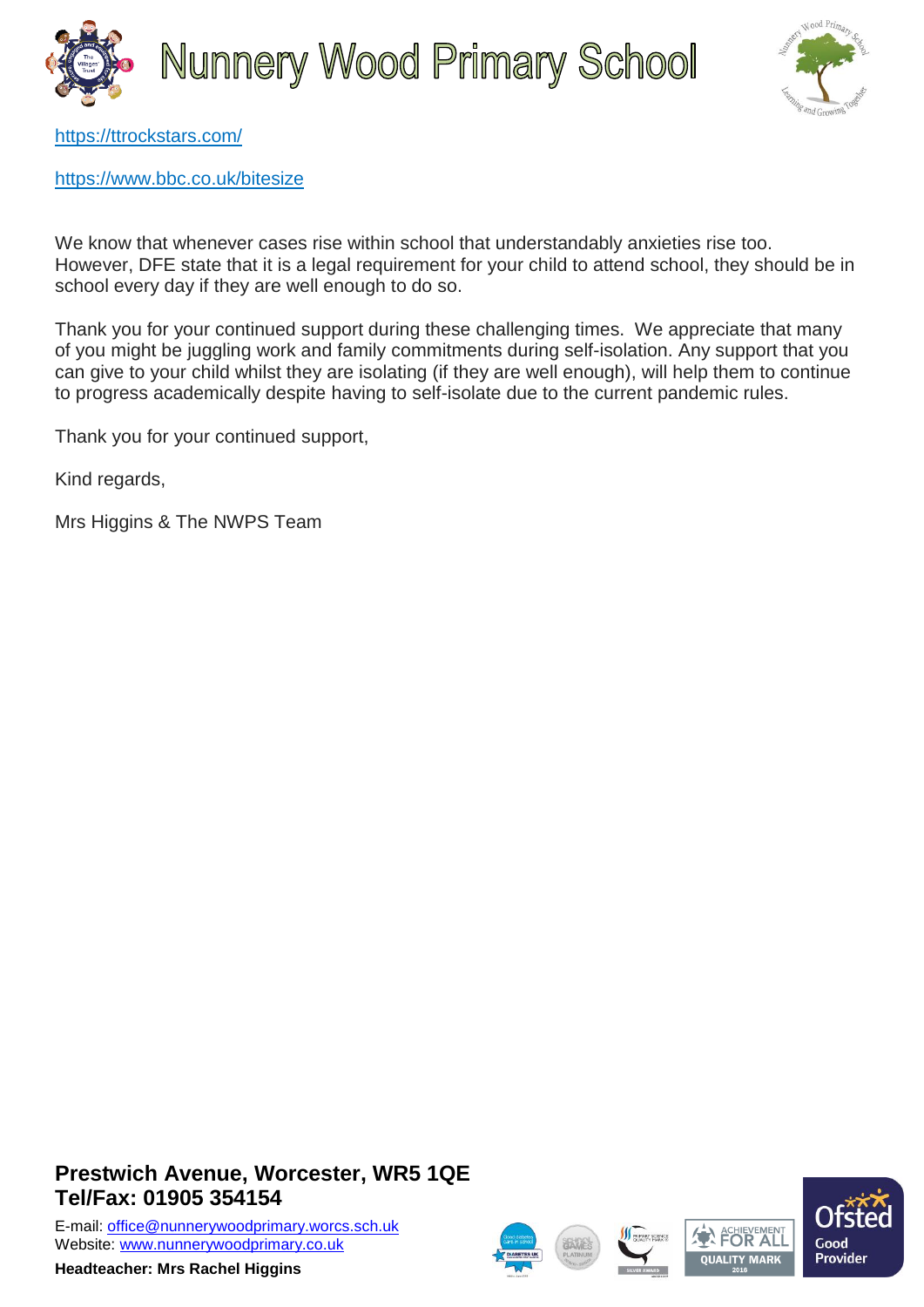https://ttrockstars.com/

https://www.bbc.co.uk/bitesize

We know that whenever cases rise within school that understandably anxieties rise too. However, DFE state that it is a legal requirement for your child to attend school, they should be in school every day if they are well enough to do so.

Thank you for your continued support during these challenging times. We appreciate that many of you might be juggling work and family commitments during self-isolation. Any support that you can give to your child whilst they are isolating (if they are well enough), will help them to continue to progress academically despite having to self-isolate due to the current pandemic rules.

Thank you for your continued support,

Kind regards,

Mrs Higgins & The NWPS Team